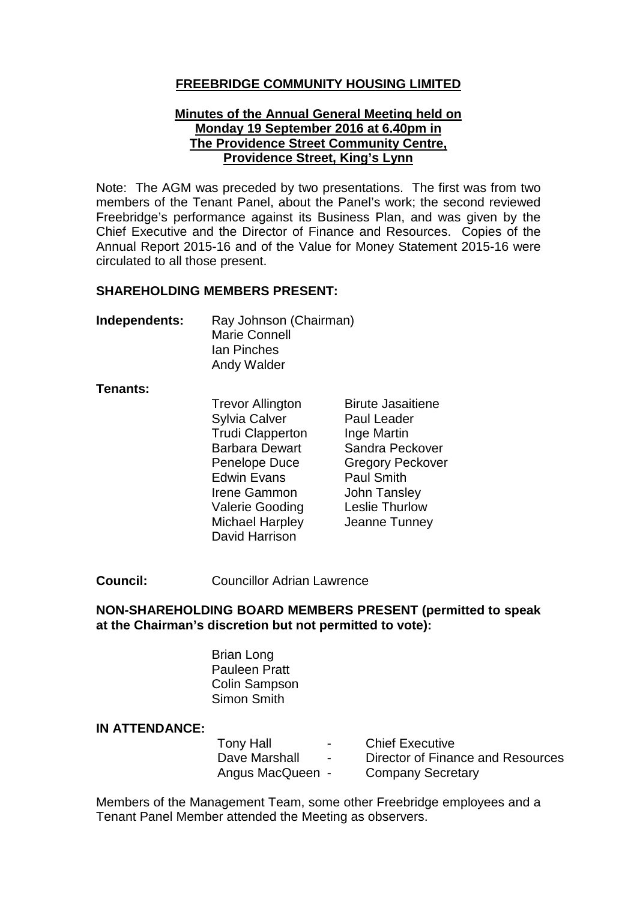**FREEBRIDGE COMMUNITY HOUSING LIMITED**

**Minutes of the Annual General Meeting held on Monday 19 September 2016 at 6.40pm in The Providence Street Community Centre, Providence Street, King's Lynn**

Note: The AGM was preceded by two presentations. The first was from two members of the Tenant Panel, about the Panel's work; the second reviewed Freebridge's performance against its Business Plan, and was given by the Chief Executive and the Director of Finance and Resources. Copies of the Annual Report 2015-16 and of the Value for Money Statement 2015-16 were circulated to all those present.

**SHAREHOLDING MEMBERS PRESENT:**

**Independents:**

- Ray Johnson (Chairman)
- Marie Connell
- Ian Pinches
- Andy Walder

**Tenants:**

- Trevor Allington
- Sylvia Calver
- Trudi Clapperton
- Barbara Dewart
- Penelope Duce
- Edwin Evans
- Irene Gammon
- Valerie Gooding
- Michael Harpley
- David Harrison
- Birute Jasaitiene
- Paul Leader
- Inge Martin
- Sandra Peckover
- Gregory Peckover
- Paul Smith
- John Tansley
- Leslie Thurlow
- Jeanne Tunney

**Council:** Councillor Adrian Lawrence

**NON-SHAREHOLDING BOARD MEMBERS PRESENT (permitted to speak at the Chairman's discretion but not permitted to vote):**

- Brian Long
- Pauleen Pratt
- Colin Sampson
- Simon Smith

**IN ATTENDANCE:**

- Tony Hall - Chief Executive
- Dave Marshall - Director of Finance and Resources
- Angus MacQueen - Company Secretary

Members of the Management Team, some other Freebridge employees and a Tenant Panel Member attended the Meeting as observers.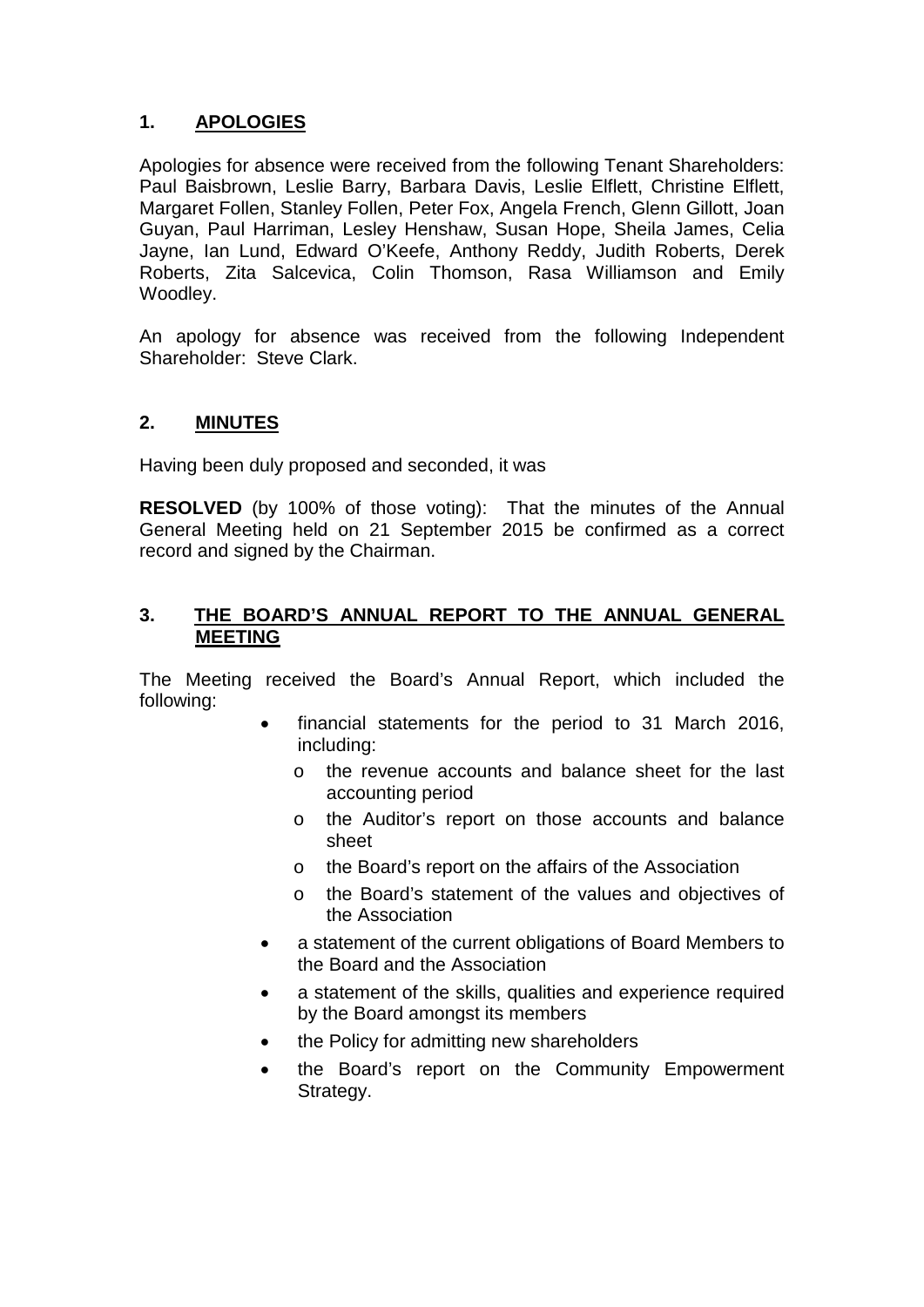## 1. APOLOGIES

Apologies for absence were received from the following Tenant Shareholders: Paul Baisbrown, Leslie Barry, Barbara Davis, Leslie Elflett, Christine Elflett, Margaret Follen, Stanley Follen, Peter Fox, Angela French, Glenn Gillott, Joan Guyan, Paul Harriman, Lesley Henshaw, Susan Hope, Sheila James, Celia Jayne, Ian Lund, Edward O'Keefe, Anthony Reddy, Judith Roberts, Derek Roberts, Zita Salcevica, Colin Thomson, Rasa Williamson and Emily Woodley.

An apology for absence was received from the following Independent Shareholder: Steve Clark.

## 2. MINUTES

Having been duly proposed and seconded, it was

**RESOLVED** (by 100% of those voting): That the minutes of the Annual General Meeting held on 21 September 2015 be confirmed as a correct record and signed by the Chairman.

## 3. THE BOARD'S ANNUAL REPORT TO THE ANNUAL GENERAL MEETING

The Meeting received the Board's Annual Report, which included the following:

- financial statements for the period to 31 March 2016, including:
  - the revenue accounts and balance sheet for the last accounting period
  - the Auditor's report on those accounts and balance sheet
  - the Board's report on the affairs of the Association
  - the Board's statement of the values and objectives of the Association
- a statement of the current obligations of Board Members to the Board and the Association
- a statement of the skills, qualities and experience required by the Board amongst its members
- the Policy for admitting new shareholders
- the Board's report on the Community Empowerment Strategy.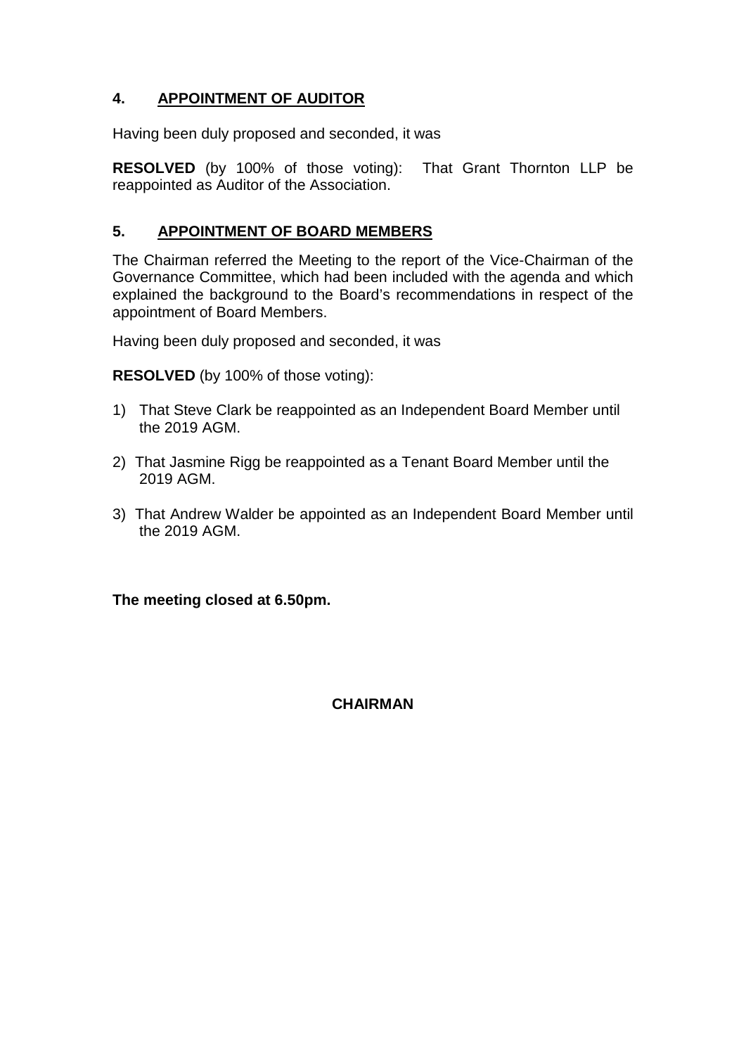## 4. APPOINTMENT OF AUDITOR

Having been duly proposed and seconded, it was

**RESOLVED** (by 100% of those voting): That Grant Thornton LLP be reappointed as Auditor of the Association.

## 5. APPOINTMENT OF BOARD MEMBERS

The Chairman referred the Meeting to the report of the Vice-Chairman of the Governance Committee, which had been included with the agenda and which explained the background to the Board's recommendations in respect of the appointment of Board Members.

Having been duly proposed and seconded, it was

**RESOLVED** (by 100% of those voting):

1) That Steve Clark be reappointed as an Independent Board Member until the 2019 AGM.

2) That Jasmine Rigg be reappointed as a Tenant Board Member until the 2019 AGM.

3) That Andrew Walder be appointed as an Independent Board Member until the 2019 AGM.

**The meeting closed at 6.50pm.**

**CHAIRMAN**